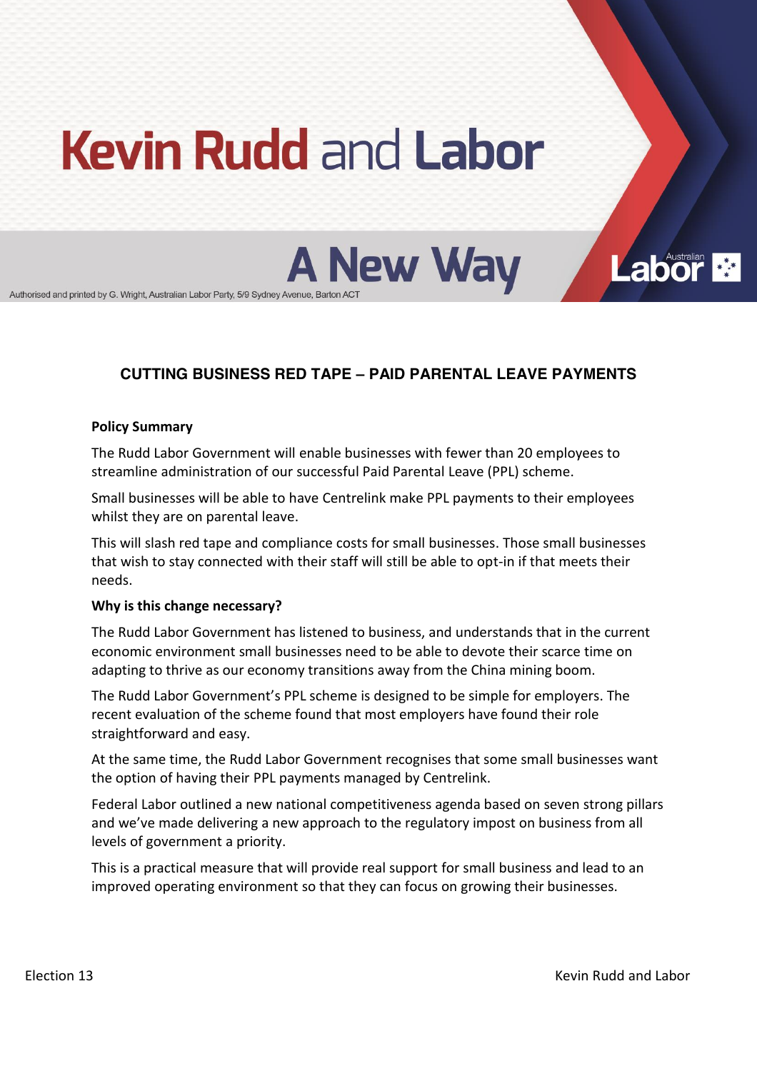# Kevin Rudd and Labor

## A New Way

Authorised and printed by G. Wright, Australian Labor Party, 5/9 Sydney Avenue, Barton ACT

## CUTTING BUSINESS RED TAPE – PAID PARENTAL LEAVE PAYMENTS

**Policy Summary**

The Rudd Labor Government will enable businesses with fewer than 20 employees to streamline administration of our successful Paid Parental Leave (PPL) scheme.

Small businesses will be able to have Centrelink make PPL payments to their employees whilst they are on parental leave.

This will slash red tape and compliance costs for small businesses. Those small businesses that wish to stay connected with their staff will still be able to opt-in if that meets their needs.

**Why is this change necessary?**

The Rudd Labor Government has listened to business, and understands that in the current economic environment small businesses need to be able to devote their scarce time on adapting to thrive as our economy transitions away from the China mining boom.

The Rudd Labor Government's PPL scheme is designed to be simple for employers. The recent evaluation of the scheme found that most employers have found their role straightforward and easy.

At the same time, the Rudd Labor Government recognises that some small businesses want the option of having their PPL payments managed by Centrelink.

Federal Labor outlined a new national competitiveness agenda based on seven strong pillars and we've made delivering a new approach to the regulatory impost on business from all levels of government a priority.

This is a practical measure that will provide real support for small business and lead to an improved operating environment so that they can focus on growing their businesses.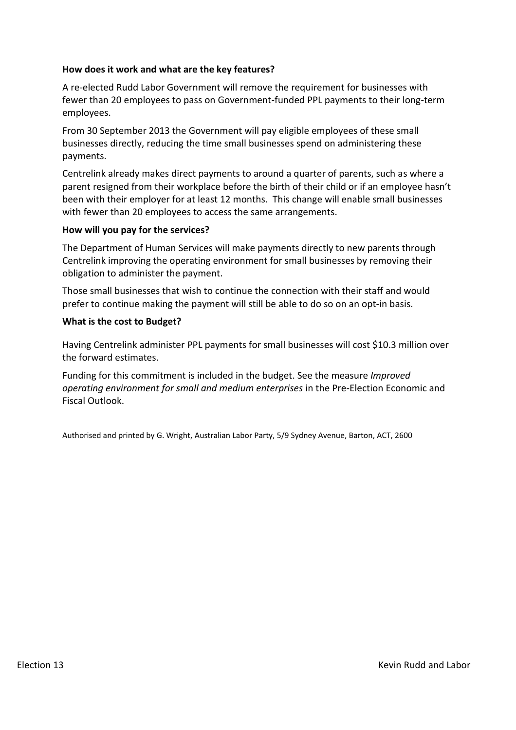**How does it work and what are the key features?**

A re-elected Rudd Labor Government will remove the requirement for businesses with fewer than 20 employees to pass on Government-funded PPL payments to their long-term employees.

From 30 September 2013 the Government will pay eligible employees of these small businesses directly, reducing the time small businesses spend on administering these payments.

Centrelink already makes direct payments to around a quarter of parents, such as where a parent resigned from their workplace before the birth of their child or if an employee hasn't been with their employer for at least 12 months. This change will enable small businesses with fewer than 20 employees to access the same arrangements.

**How will you pay for the services?**

The Department of Human Services will make payments directly to new parents through Centrelink improving the operating environment for small businesses by removing their obligation to administer the payment.

Those small businesses that wish to continue the connection with their staff and would prefer to continue making the payment will still be able to do so on an opt-in basis.

**What is the cost to Budget?**

Having Centrelink administer PPL payments for small businesses will cost $10.3 million over the forward estimates.

Funding for this commitment is included in the budget. See the measure *Improved operating environment for small and medium enterprises* in the Pre-Election Economic and Fiscal Outlook.

Authorised and printed by G. Wright, Australian Labor Party, 5/9 Sydney Avenue, Barton, ACT, 2600